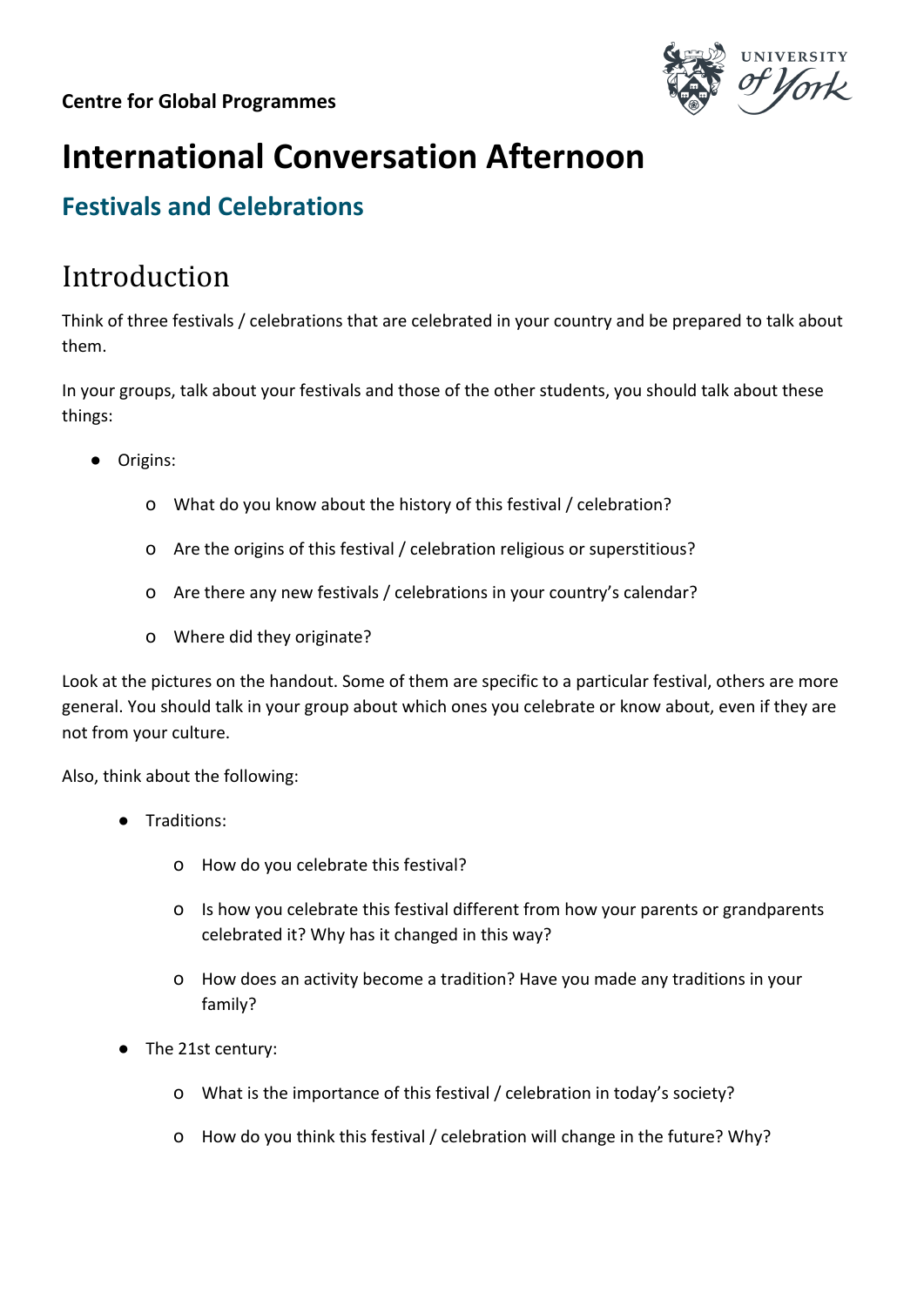**Centre for Global Programmes**

# International Conversation Afternoon

## Festivals and Celebrations

## Introduction

Think of three festivals / celebrations that are celebrated in your country and be prepared to talk about them.

In your groups, talk about your festivals and those of the other students, you should talk about these things:

- Origins:
    - What do you know about the history of this festival / celebration?
    - Are the origins of this festival / celebration religious or superstitious?
    - Are there any new festivals / celebrations in your country's calendar?
    - Where did they originate?

Look at the pictures on the handout. Some of them are specific to a particular festival, others are more general. You should talk in your group about which ones you celebrate or know about, even if they are not from your culture.

Also, think about the following:

- Traditions:
    - How do you celebrate this festival?
    - Is how you celebrate this festival different from how your parents or grandparents celebrated it? Why has it changed in this way?
    - How does an activity become a tradition? Have you made any traditions in your family?
- The 21st century:
    - What is the importance of this festival / celebration in today's society?
    - How do you think this festival / celebration will change in the future? Why?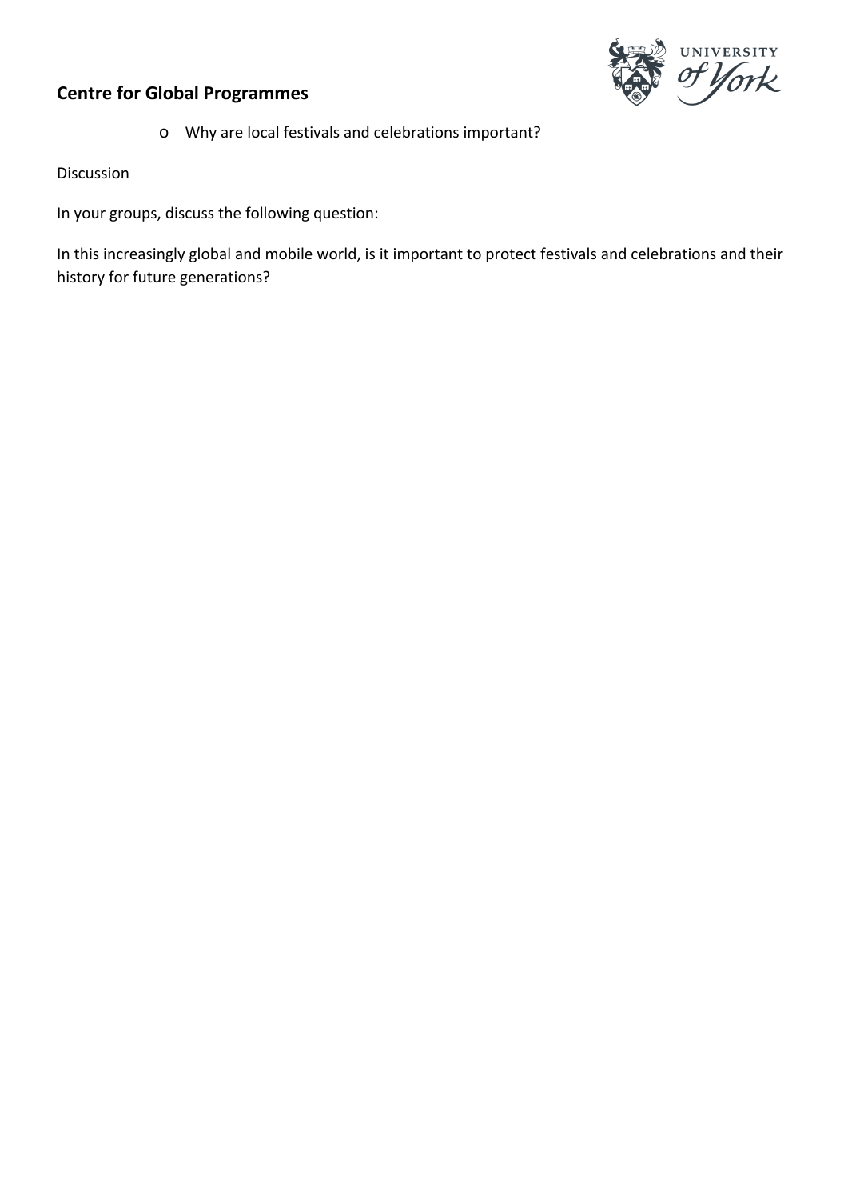- Why are local festivals and celebrations important?

Discussion

In your groups, discuss the following question:

In this increasingly global and mobile world, is it important to protect festivals and celebrations and their history for future generations?